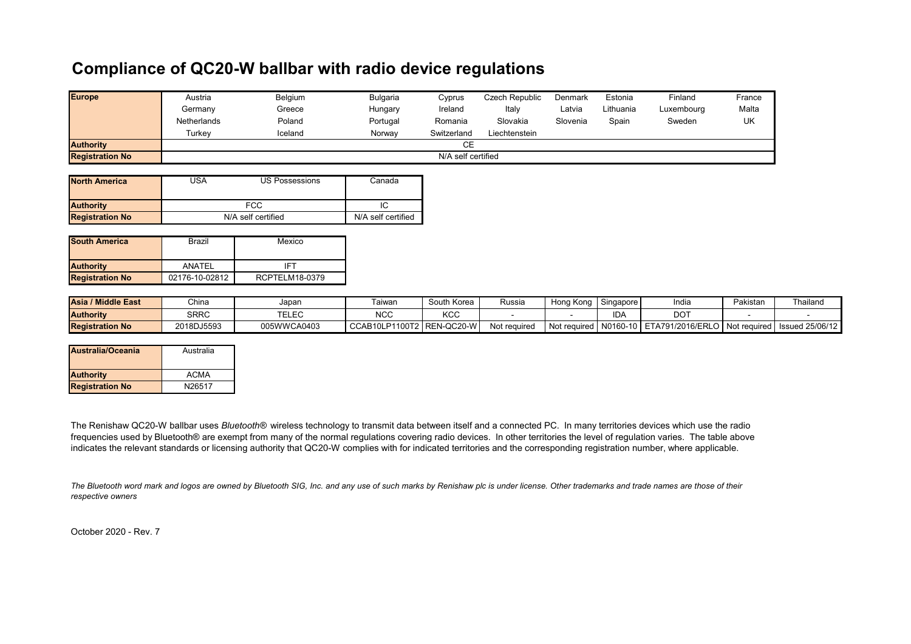# Compliance of QC20-W ballbar with radio device regulations

| **Europe** | Austria | Belgium | Bulgaria | Cyprus | Czech Republic | Denmark | Estonia | Finland | France |
|---|---|---|---|---|---|---|---|---|---|
| | Germany | Greece | Hungary | Ireland | Italy | Latvia | Lithuania | Luxembourg | Malta |
| | Netherlands | Poland | Portugal | Romania | Slovakia | Slovenia | Spain | Sweden | UK |
| | Turkey | Iceland | Norway | Switzerland | Liechtenstein | | | | |
| **Authority** | CE | | | | | | | | |
| **Registration No** | N/A self certified | | | | | | | | |

| **North America** | USA | US Possessions | Canada |
|---|---|---|---|
| **Authority** | FCC | | IC |
| **Registration No** | N/A self certified | | N/A self certified |

| **South America** | Brazil | Mexico |
|---|---|---|
| **Authority** | ANATEL | IFT |
| **Registration No** | 02176-10-02812 | RCPTELM18-0379 |

| **Asia / Middle East** | China | Japan | Taiwan | South Korea | Russia | Hong Kong | Singapore | India | Pakistan | Thailand |
|---|---|---|---|---|---|---|---|---|---|---|
| **Authority** | SRRC | TELEC | NCC | KCC | - | - | IDA | DOT | - | - |
| **Registration No** | 2018DJ5593 | 005WWCA0403 | CCAB10LP1100T2 | REN-QC20-W | Not required | Not required | N0160-10 | ETA791/2016/ERLO | Not required | Issued 25/06/12 |

| **Australia/Oceania** | Australia |
|---|---|
| **Authority** | ACMA |
| **Registration No** | N26517 |

The Renishaw QC20-W ballbar uses *Bluetooth*® wireless technology to transmit data between itself and a connected PC. In many territories devices which use the radio frequencies used by Bluetooth® are exempt from many of the normal regulations covering radio devices. In other territories the level of regulation varies. The table above indicates the relevant standards or licensing authority that QC20-W complies with for indicated territories and the corresponding registration number, where applicable.

*The Bluetooth word mark and logos are owned by Bluetooth SIG, Inc. and any use of such marks by Renishaw plc is under license. Other trademarks and trade names are those of their respective owners*

October 2020 - Rev. 7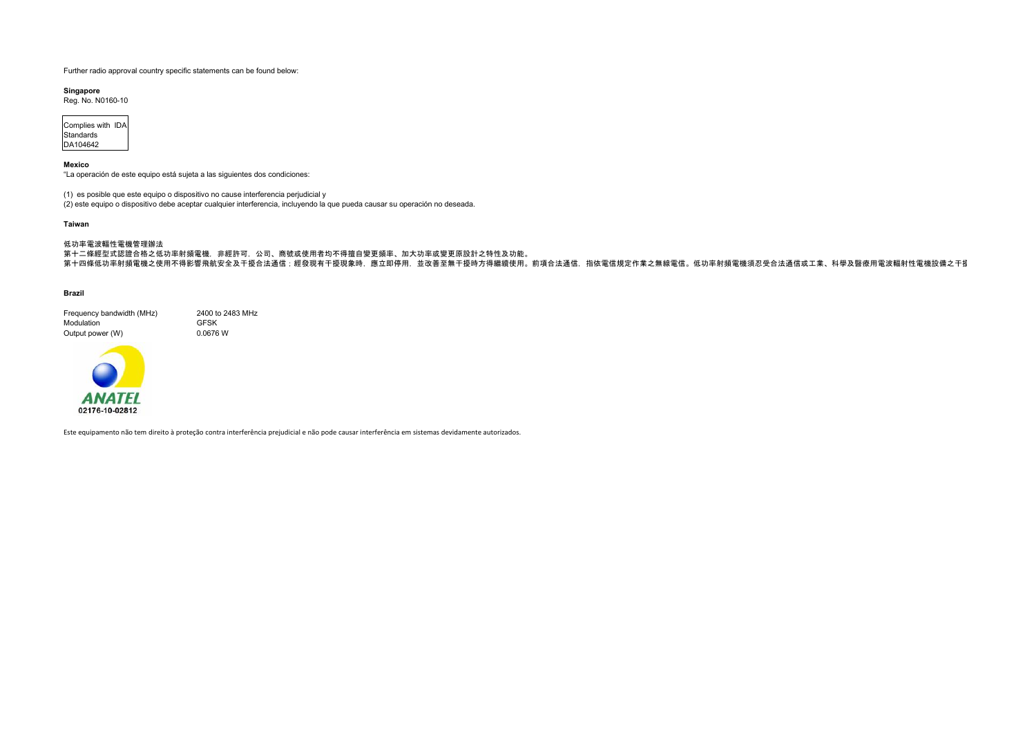Further radio approval country specific statements can be found below:

**Singapore**

Reg. No. N0160-10

| Complies with IDA Standards DA104642 |
|---|

**Mexico**

"La operación de este equipo está sujeta a las siguientes dos condiciones:

(1) es posible que este equipo o dispositivo no cause interferencia perjudicial y

(2) este equipo o dispositivo debe aceptar cualquier interferencia, incluyendo la que pueda causar su operación no deseada.

**Taiwan**

低功率電波輻性電機管理辦法

第十二條經型式認證合格之低功率射頻電機，非經許可，公司、商號或使用者均不得擅自變更頻率、加大功率或變更原設計之特性及功能。

第十四條低功率射頻電機之使用不得影響飛航安全及干擾合法通信；經發現有干擾現象時，應立即停用，並改善至無干擾時方得繼續使用。前項合法通信，指依電信規定作業之無線電信。低功率射頻電機須忍受合法通信或工業、科學及醫療用電波輻射性電機設備之干擾

**Brazil**

| Frequency bandwidth (MHz) | 2400 to 2483 MHz |
|---|---|
| Modulation | GFSK |
| Output power (W) | 0.0676 W |

ANATEL

02176-10-02812

Este equipamento não tem direito à proteção contra interferência prejudicial e não pode causar interferência em sistemas devidamente autorizados.